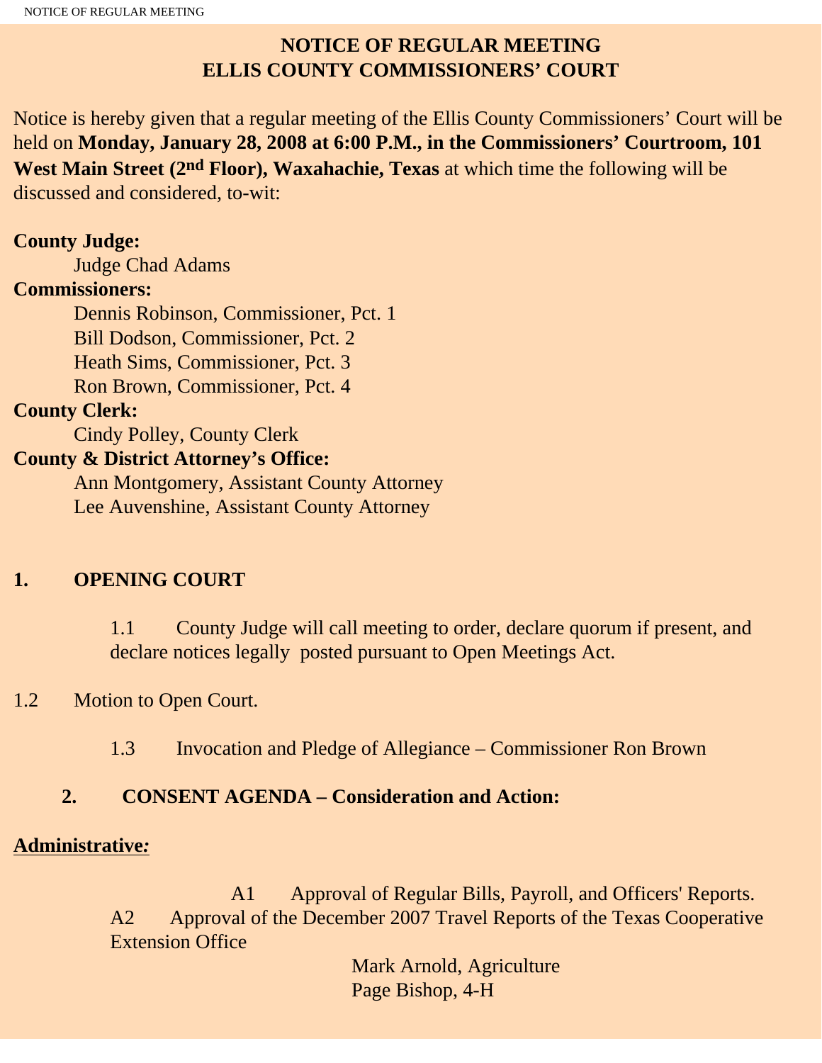# NOTICE OF REGULAR MEETING
# ELLIS COUNTY COMMISSIONERS' COURT

Notice is hereby given that a regular meeting of the Ellis County Commissioners' Court will be held on **Monday, January 28, 2008 at 6:00 P.M., in the Commissioners' Courtroom, 101 West Main Street (2nd Floor), Waxahachie, Texas** at which time the following will be discussed and considered, to-wit:

**County Judge:**
Judge Chad Adams

**Commissioners:**
Dennis Robinson, Commissioner, Pct. 1
Bill Dodson, Commissioner, Pct. 2
Heath Sims, Commissioner, Pct. 3
Ron Brown, Commissioner, Pct. 4

**County Clerk:**
Cindy Polley, County Clerk

**County & District Attorney's Office:**
Ann Montgomery, Assistant County Attorney
Lee Auvenshine, Assistant County Attorney

## 1. OPENING COURT

1.1 County Judge will call meeting to order, declare quorum if present, and declare notices legally posted pursuant to Open Meetings Act.

1.2 Motion to Open Court.

1.3 Invocation and Pledge of Allegiance – Commissioner Ron Brown

## 2. CONSENT AGENDA – Consideration and Action:

**Administrative:**

A1 Approval of Regular Bills, Payroll, and Officers' Reports.

A2 Approval of the December 2007 Travel Reports of the Texas Cooperative Extension Office

Mark Arnold, Agriculture
Page Bishop, 4-H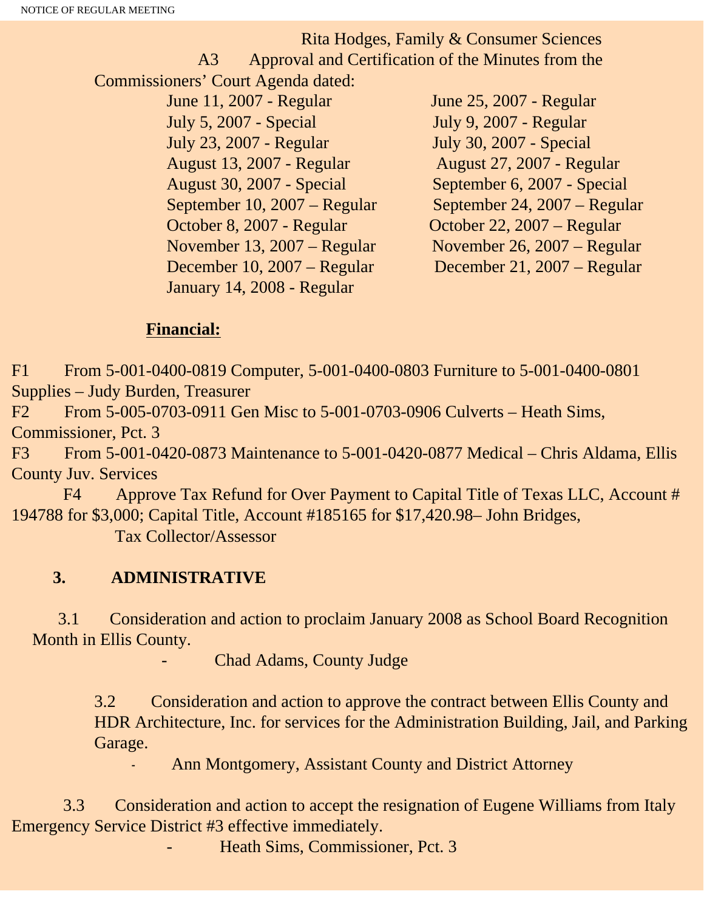Rita Hodges, Family & Consumer Sciences

A3 Approval and Certification of the Minutes from the Commissioners' Court Agenda dated:

June 11, 2007 - Regular
June 25, 2007 - Regular
July 5, 2007 - Special
July 9, 2007 - Regular
July 23, 2007 - Regular
July 30, 2007 - Special
August 13, 2007 - Regular
August 27, 2007 - Regular
August 30, 2007 - Special
September 6, 2007 - Special
September 10, 2007 – Regular
September 24, 2007 – Regular
October 8, 2007 - Regular
October 22, 2007 – Regular
November 13, 2007 – Regular
November 26, 2007 – Regular
December 10, 2007 – Regular
December 21, 2007 – Regular
January 14, 2008 - Regular

**Financial:**

F1 From 5-001-0400-0819 Computer, 5-001-0400-0803 Furniture to 5-001-0400-0801 Supplies – Judy Burden, Treasurer

F2 From 5-005-0703-0911 Gen Misc to 5-001-0703-0906 Culverts – Heath Sims, Commissioner, Pct. 3

F3 From 5-001-0420-0873 Maintenance to 5-001-0420-0877 Medical – Chris Aldama, Ellis County Juv. Services

F4 Approve Tax Refund for Over Payment to Capital Title of Texas LLC, Account # 194788 for $3,000; Capital Title, Account #185165 for $17,420.98– John Bridges, Tax Collector/Assessor

## 3. ADMINISTRATIVE

3.1 Consideration and action to proclaim January 2008 as School Board Recognition Month in Ellis County.

- Chad Adams, County Judge

3.2 Consideration and action to approve the contract between Ellis County and HDR Architecture, Inc. for services for the Administration Building, Jail, and Parking Garage.

- Ann Montgomery, Assistant County and District Attorney

3.3 Consideration and action to accept the resignation of Eugene Williams from Italy Emergency Service District #3 effective immediately.

- Heath Sims, Commissioner, Pct. 3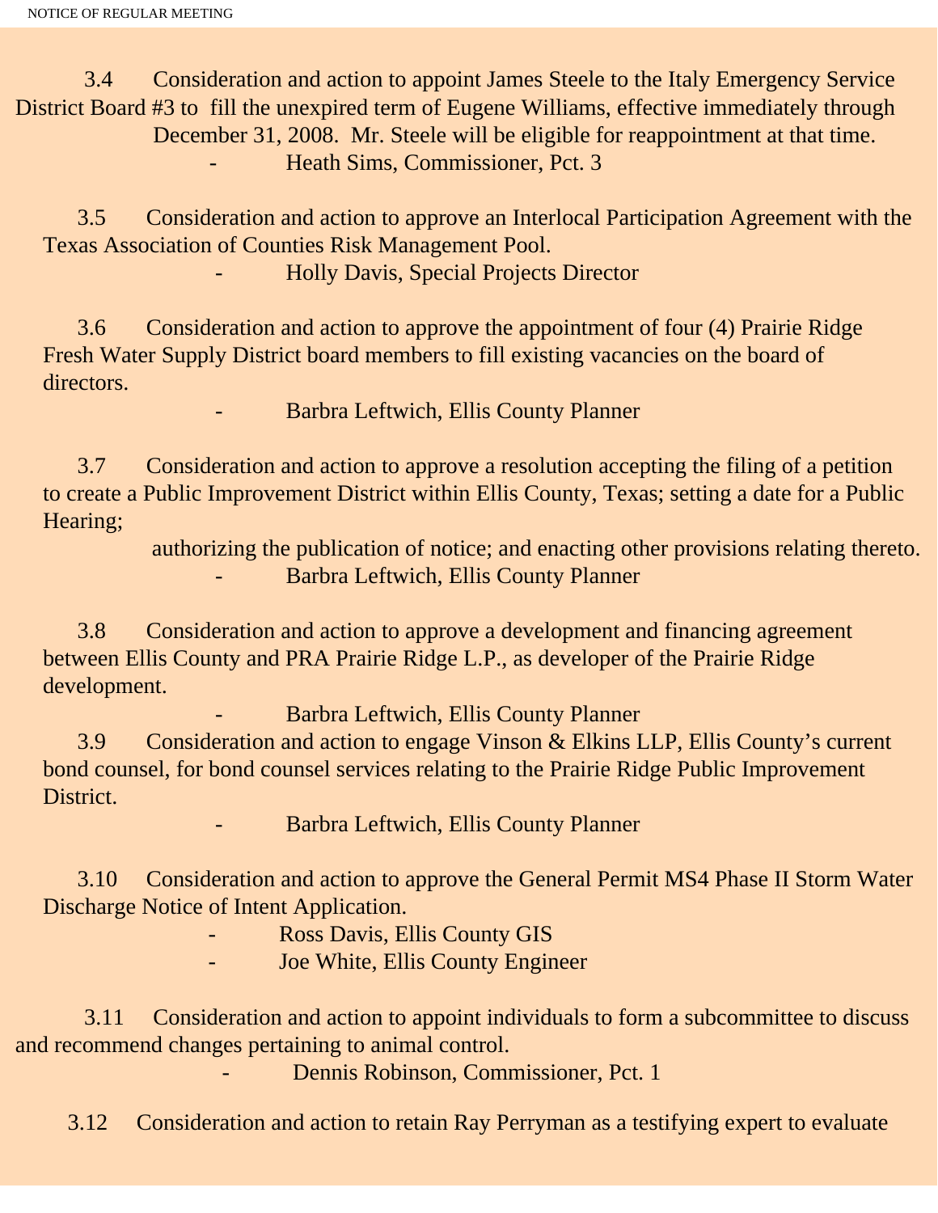3.4 Consideration and action to appoint James Steele to the Italy Emergency Service District Board #3 to fill the unexpired term of Eugene Williams, effective immediately through December 31, 2008. Mr. Steele will be eligible for reappointment at that time.

- Heath Sims, Commissioner, Pct. 3

3.5 Consideration and action to approve an Interlocal Participation Agreement with the Texas Association of Counties Risk Management Pool.

- Holly Davis, Special Projects Director

3.6 Consideration and action to approve the appointment of four (4) Prairie Ridge Fresh Water Supply District board members to fill existing vacancies on the board of directors.

- Barbra Leftwich, Ellis County Planner

3.7 Consideration and action to approve a resolution accepting the filing of a petition to create a Public Improvement District within Ellis County, Texas; setting a date for a Public Hearing;

authorizing the publication of notice; and enacting other provisions relating thereto.

- Barbra Leftwich, Ellis County Planner

3.8 Consideration and action to approve a development and financing agreement between Ellis County and PRA Prairie Ridge L.P., as developer of the Prairie Ridge development.

- Barbra Leftwich, Ellis County Planner

3.9 Consideration and action to engage Vinson & Elkins LLP, Ellis County's current bond counsel, for bond counsel services relating to the Prairie Ridge Public Improvement District.

- Barbra Leftwich, Ellis County Planner

3.10 Consideration and action to approve the General Permit MS4 Phase II Storm Water Discharge Notice of Intent Application.

- Ross Davis, Ellis County GIS
- Joe White, Ellis County Engineer

3.11 Consideration and action to appoint individuals to form a subcommittee to discuss and recommend changes pertaining to animal control.

- Dennis Robinson, Commissioner, Pct. 1

3.12 Consideration and action to retain Ray Perryman as a testifying expert to evaluate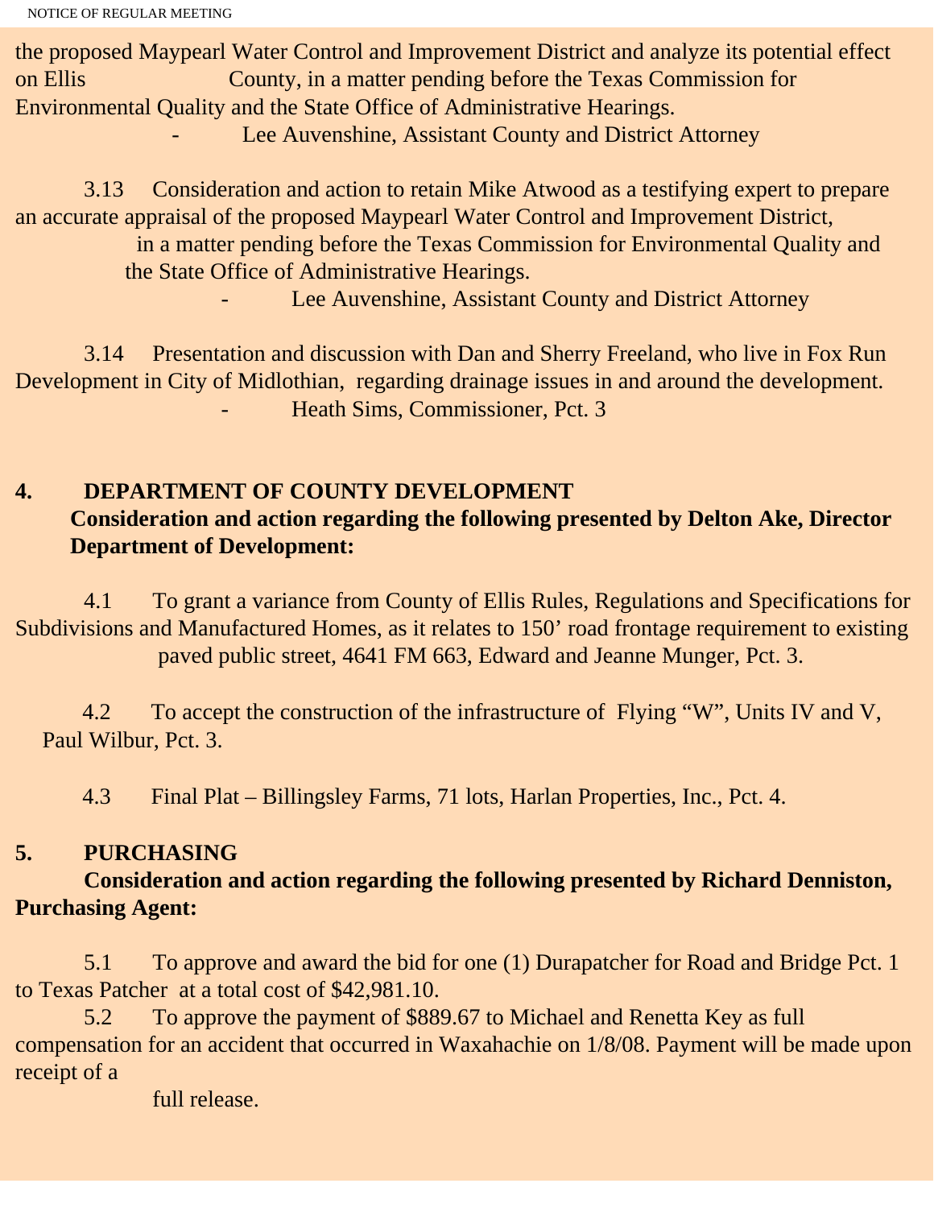the proposed Maypearl Water Control and Improvement District and analyze its potential effect on Ellis County, in a matter pending before the Texas Commission for Environmental Quality and the State Office of Administrative Hearings.

- Lee Auvenshine, Assistant County and District Attorney

3.13 Consideration and action to retain Mike Atwood as a testifying expert to prepare an accurate appraisal of the proposed Maypearl Water Control and Improvement District, in a matter pending before the Texas Commission for Environmental Quality and the State Office of Administrative Hearings.

- Lee Auvenshine, Assistant County and District Attorney

3.14 Presentation and discussion with Dan and Sherry Freeland, who live in Fox Run Development in City of Midlothian, regarding drainage issues in and around the development.

- Heath Sims, Commissioner, Pct. 3

## 4. DEPARTMENT OF COUNTY DEVELOPMENT

**Consideration and action regarding the following presented by Delton Ake, Director Department of Development:**

4.1 To grant a variance from County of Ellis Rules, Regulations and Specifications for Subdivisions and Manufactured Homes, as it relates to 150’ road frontage requirement to existing paved public street, 4641 FM 663, Edward and Jeanne Munger, Pct. 3.

4.2 To accept the construction of the infrastructure of Flying “W”, Units IV and V, Paul Wilbur, Pct. 3.

4.3 Final Plat – Billingsley Farms, 71 lots, Harlan Properties, Inc., Pct. 4.

## 5. PURCHASING

**Consideration and action regarding the following presented by Richard Denniston, Purchasing Agent:**

5.1 To approve and award the bid for one (1) Durapatcher for Road and Bridge Pct. 1 to Texas Patcher at a total cost of $42,981.10.

5.2 To approve the payment of $889.67 to Michael and Renetta Key as full compensation for an accident that occurred in Waxahachie on 1/8/08. Payment will be made upon receipt of a full release.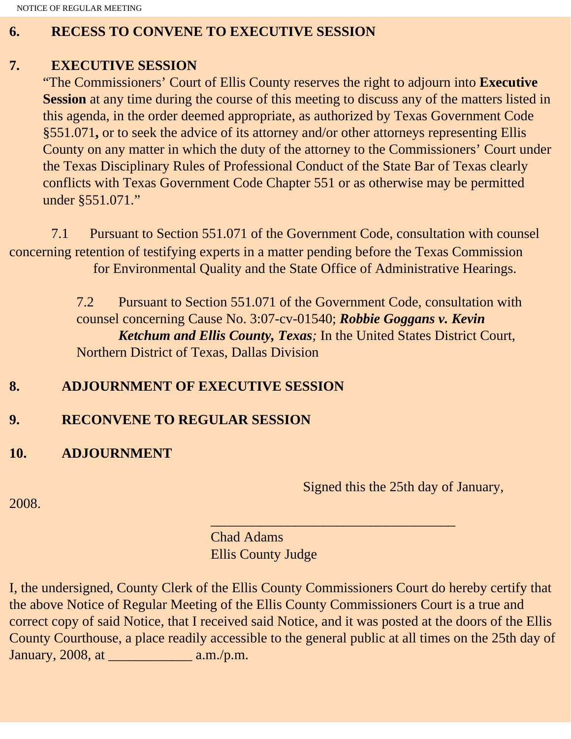**6. RECESS TO CONVENE TO EXECUTIVE SESSION**

**7. EXECUTIVE SESSION**

"The Commissioners' Court of Ellis County reserves the right to adjourn into **Executive Session** at any time during the course of this meeting to discuss any of the matters listed in this agenda, in the order deemed appropriate, as authorized by Texas Government Code §551.071**,** or to seek the advice of its attorney and/or other attorneys representing Ellis County on any matter in which the duty of the attorney to the Commissioners' Court under the Texas Disciplinary Rules of Professional Conduct of the State Bar of Texas clearly conflicts with Texas Government Code Chapter 551 or as otherwise may be permitted under §551.071."

7.1 Pursuant to Section 551.071 of the Government Code, consultation with counsel concerning retention of testifying experts in a matter pending before the Texas Commission for Environmental Quality and the State Office of Administrative Hearings.

7.2 Pursuant to Section 551.071 of the Government Code, consultation with counsel concerning Cause No. 3:07-cv-01540; ***Robbie Goggans v. Kevin Ketchum and Ellis County, Texas****;* In the United States District Court, Northern District of Texas, Dallas Division

**8. ADJOURNMENT OF EXECUTIVE SESSION**

**9. RECONVENE TO REGULAR SESSION**

**10. ADJOURNMENT**

Signed this the 25th day of January, 2008.

___________________________________

Chad Adams
Ellis County Judge

I, the undersigned, County Clerk of the Ellis County Commissioners Court do hereby certify that the above Notice of Regular Meeting of the Ellis County Commissioners Court is a true and correct copy of said Notice, that I received said Notice, and it was posted at the doors of the Ellis County Courthouse, a place readily accessible to the general public at all times on the 25th day of January, 2008, at ____________ a.m./p.m.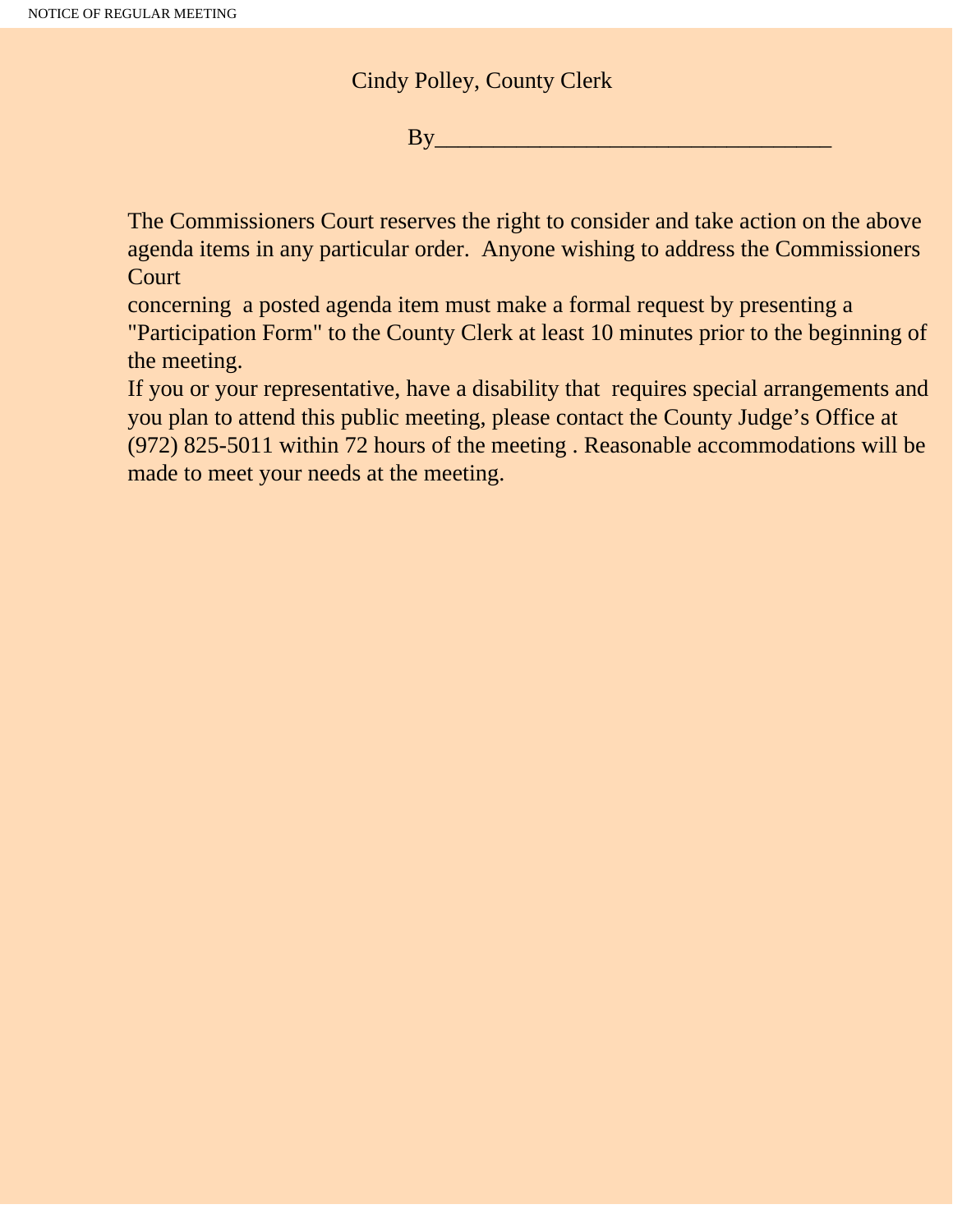Cindy Polley, County Clerk

By_________________________________

The Commissioners Court reserves the right to consider and take action on the above agenda items in any particular order. Anyone wishing to address the Commissioners Court concerning a posted agenda item must make a formal request by presenting a "Participation Form" to the County Clerk at least 10 minutes prior to the beginning of the meeting.

If you or your representative, have a disability that requires special arrangements and you plan to attend this public meeting, please contact the County Judge's Office at (972) 825-5011 within 72 hours of the meeting . Reasonable accommodations will be made to meet your needs at the meeting.